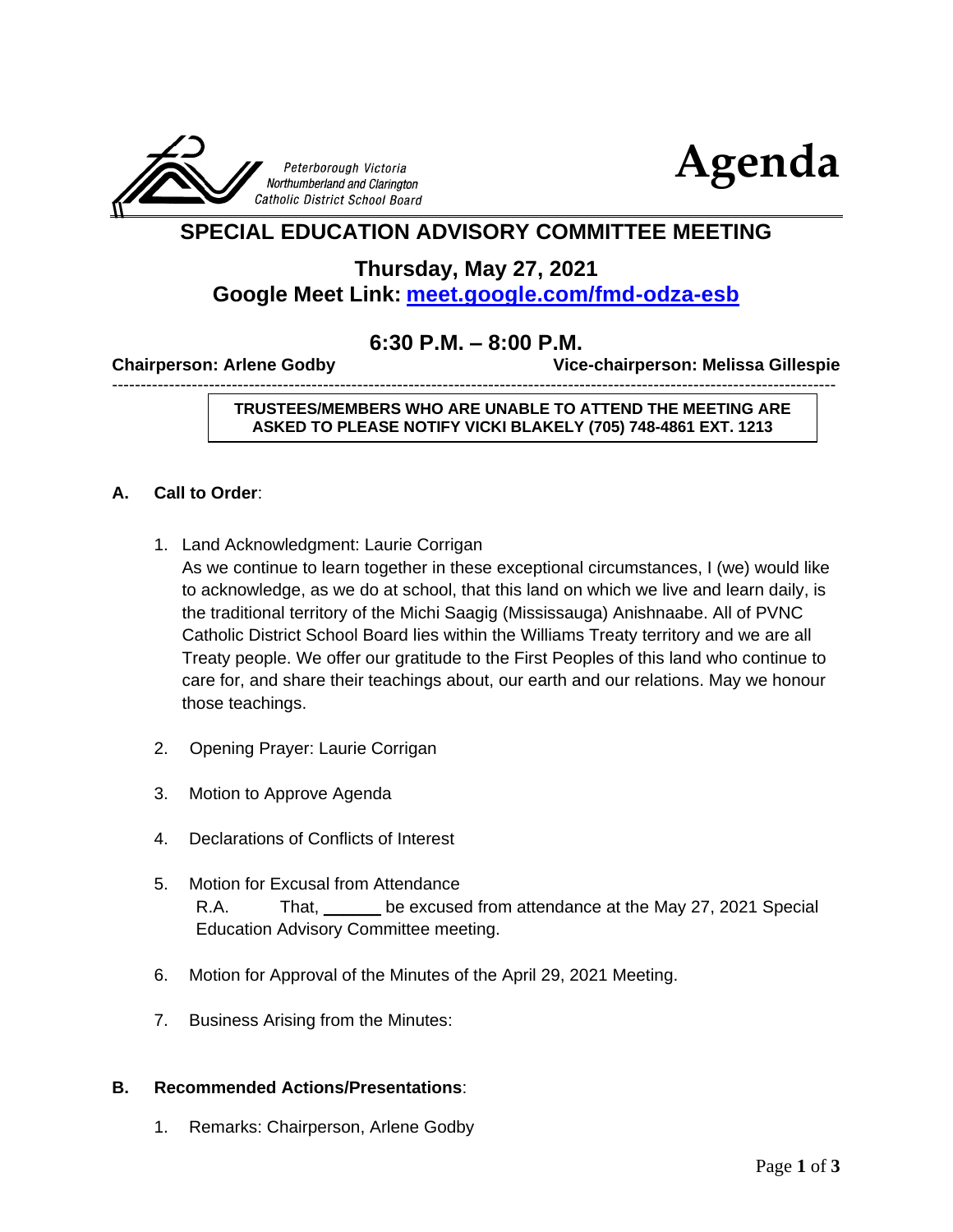Peterborough Victoria Northumberland and Clarington Catholic District School Board

# Agenda

## SPECIAL EDUCATION ADVISORY COMMITTEE MEETING

### Thursday, May 27, 2021
### Google Meet Link: [meet.google.com/fmd-odza-esb](https://meet.google.com/fmd-odza-esb)

### 6:30 P.M. – 8:00 P.M.

**Chairperson: Arlene Godby** **Vice-chairperson: Melissa Gillespie**

---

**TRUSTEES/MEMBERS WHO ARE UNABLE TO ATTEND THE MEETING ARE ASKED TO PLEASE NOTIFY VICKI BLAKELY (705) 748-4861 EXT. 1213**

**A. Call to Order**:

1. Land Acknowledgment: Laurie Corrigan
   As we continue to learn together in these exceptional circumstances, I (we) would like to acknowledge, as we do at school, that this land on which we live and learn daily, is the traditional territory of the Michi Saagig (Mississauga) Anishnaabe. All of PVNC Catholic District School Board lies within the Williams Treaty territory and we are all Treaty people. We offer our gratitude to the First Peoples of this land who continue to care for, and share their teachings about, our earth and our relations. May we honour those teachings.

2. Opening Prayer: Laurie Corrigan

3. Motion to Approve Agenda

4. Declarations of Conflicts of Interest

5. Motion for Excusal from Attendance
   R.A. That, ______ be excused from attendance at the May 27, 2021 Special Education Advisory Committee meeting.

6. Motion for Approval of the Minutes of the April 29, 2021 Meeting.

7. Business Arising from the Minutes:

**B. Recommended Actions/Presentations**:

1. Remarks: Chairperson, Arlene Godby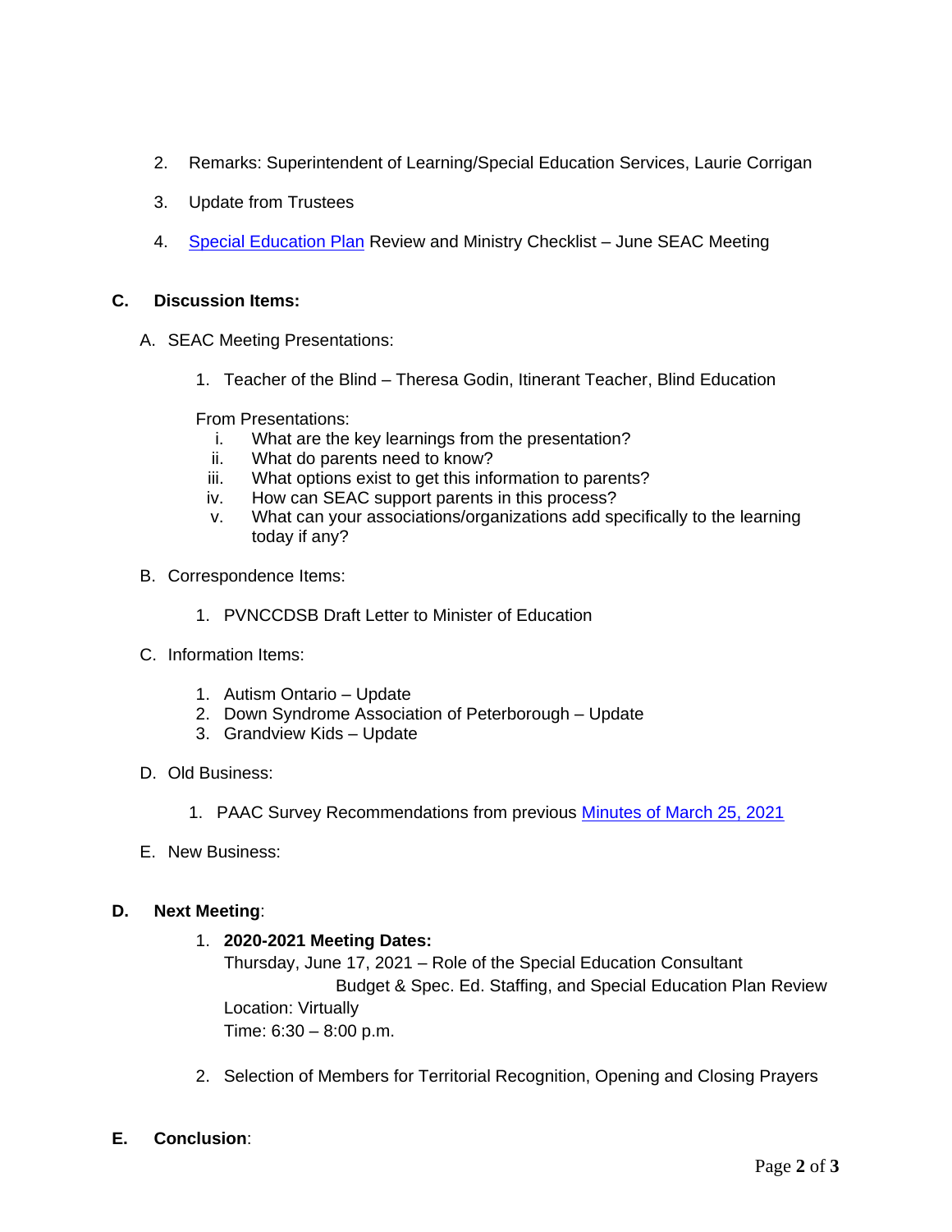2. Remarks: Superintendent of Learning/Special Education Services, Laurie Corrigan

3. Update from Trustees

4. Special Education Plan Review and Ministry Checklist – June SEAC Meeting

## C. Discussion Items:

A. SEAC Meeting Presentations:

1. Teacher of the Blind – Theresa Godin, Itinerant Teacher, Blind Education

From Presentations:

i. What are the key learnings from the presentation?
ii. What do parents need to know?
iii. What options exist to get this information to parents?
iv. How can SEAC support parents in this process?
v. What can your associations/organizations add specifically to the learning today if any?

B. Correspondence Items:

1. PVNCCDSB Draft Letter to Minister of Education

C. Information Items:

1. Autism Ontario – Update
2. Down Syndrome Association of Peterborough – Update
3. Grandview Kids – Update

D. Old Business:

1. PAAC Survey Recommendations from previous Minutes of March 25, 2021

E. New Business:

## D. Next Meeting:

1. **2020-2021 Meeting Dates:**
   Thursday, June 17, 2021 – Role of the Special Education Consultant
   Budget & Spec. Ed. Staffing, and Special Education Plan Review
   Location: Virtually
   Time: 6:30 – 8:00 p.m.

2. Selection of Members for Territorial Recognition, Opening and Closing Prayers

## E. Conclusion: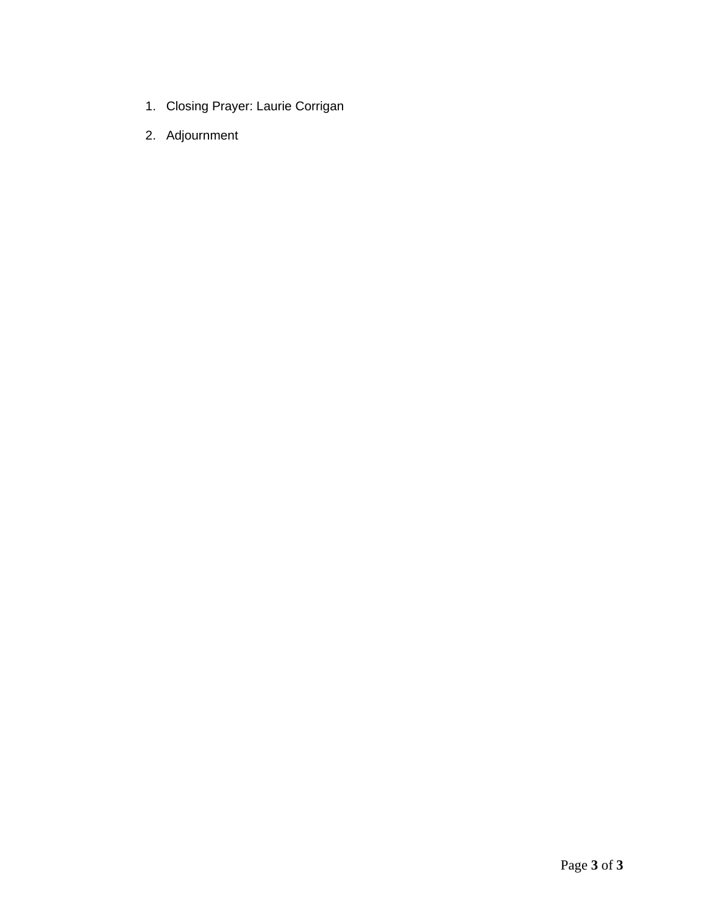1. Closing Prayer: Laurie Corrigan
2. Adjournment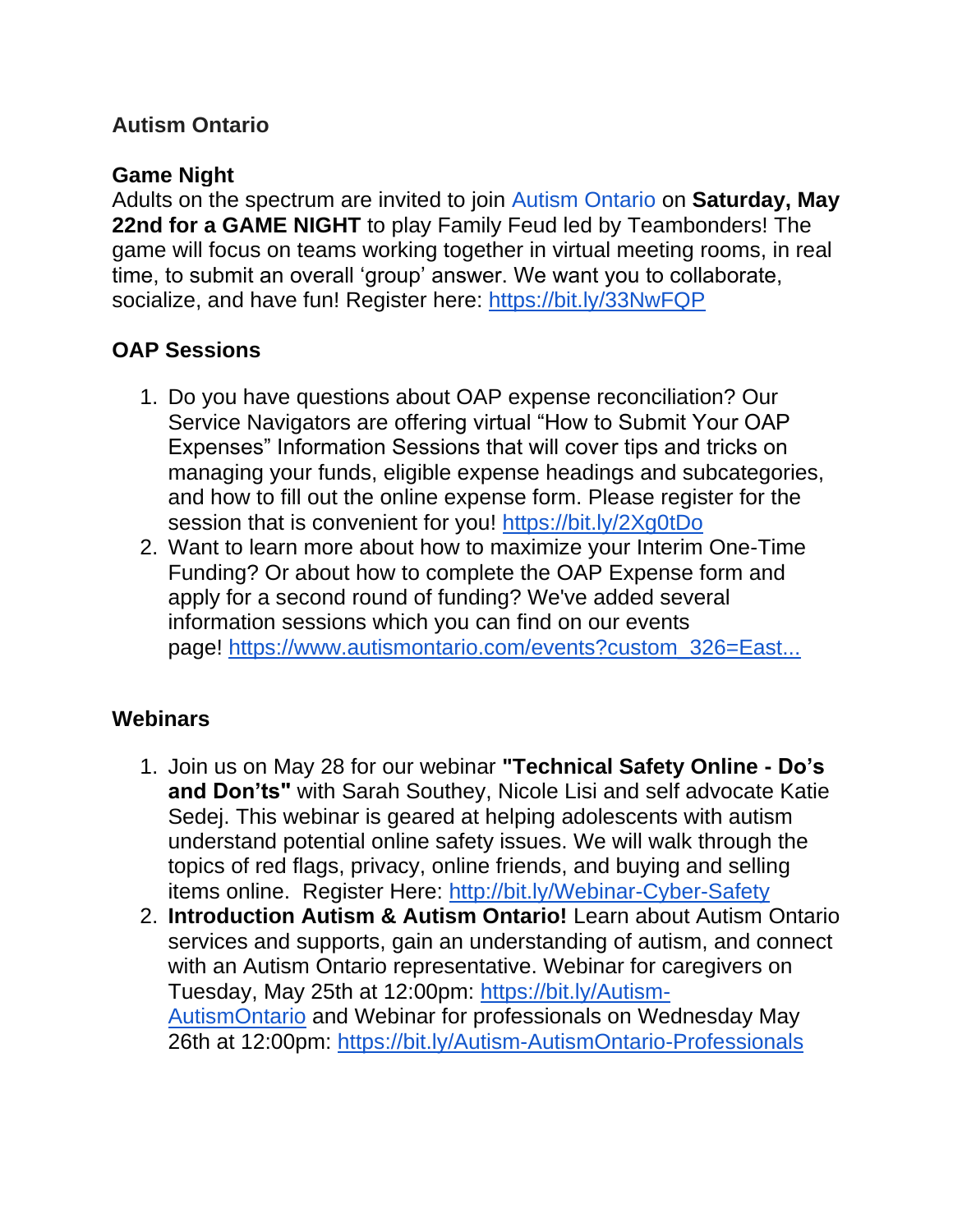**Autism Ontario**

**Game Night**

Adults on the spectrum are invited to join Autism Ontario on **Saturday, May 22nd for a GAME NIGHT** to play Family Feud led by Teambonders! The game will focus on teams working together in virtual meeting rooms, in real time, to submit an overall 'group' answer. We want you to collaborate, socialize, and have fun! Register here: https://bit.ly/33NwFQP

**OAP Sessions**

1. Do you have questions about OAP expense reconciliation? Our Service Navigators are offering virtual "How to Submit Your OAP Expenses" Information Sessions that will cover tips and tricks on managing your funds, eligible expense headings and subcategories, and how to fill out the online expense form. Please register for the session that is convenient for you! https://bit.ly/2Xg0tDo
2. Want to learn more about how to maximize your Interim One-Time Funding? Or about how to complete the OAP Expense form and apply for a second round of funding? We've added several information sessions which you can find on our events page! https://www.autismontario.com/events?custom_326=East...

**Webinars**

1. Join us on May 28 for our webinar **"Technical Safety Online - Do's and Don'ts"** with Sarah Southey, Nicole Lisi and self advocate Katie Sedej. This webinar is geared at helping adolescents with autism understand potential online safety issues. We will walk through the topics of red flags, privacy, online friends, and buying and selling items online. Register Here: http://bit.ly/Webinar-Cyber-Safety
2. **Introduction Autism & Autism Ontario!** Learn about Autism Ontario services and supports, gain an understanding of autism, and connect with an Autism Ontario representative. Webinar for caregivers on Tuesday, May 25th at 12:00pm: https://bit.ly/Autism-AutismOntario and Webinar for professionals on Wednesday May 26th at 12:00pm: https://bit.ly/Autism-AutismOntario-Professionals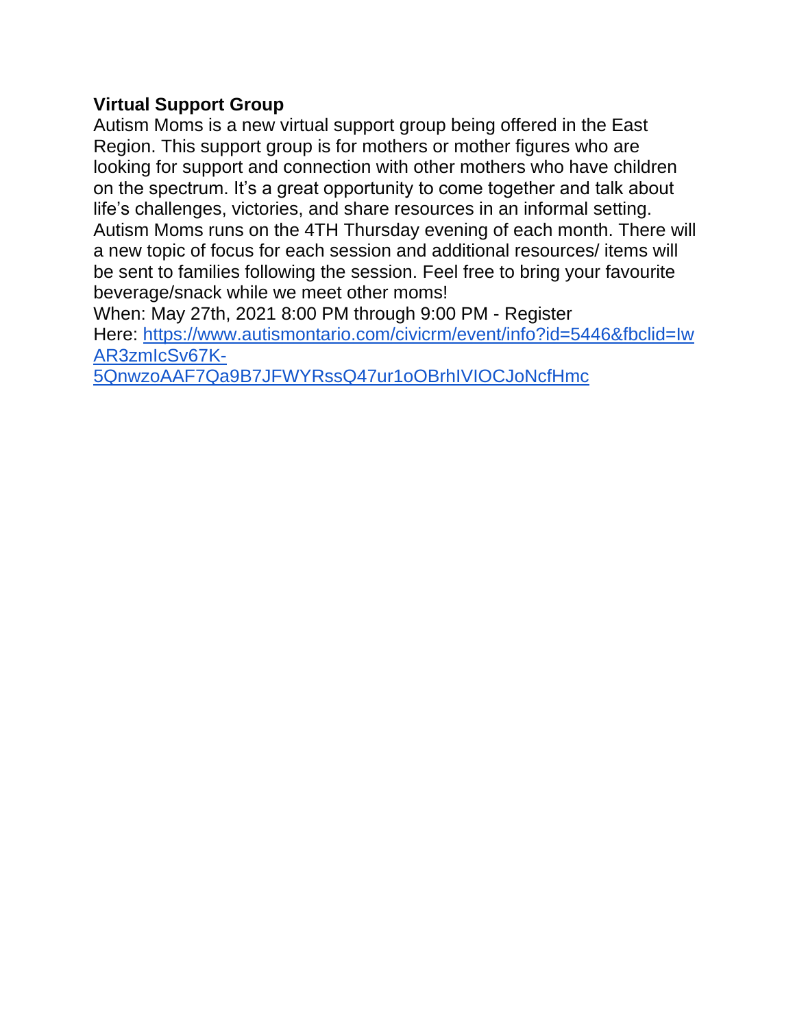**Virtual Support Group**

Autism Moms is a new virtual support group being offered in the East Region. This support group is for mothers or mother figures who are looking for support and connection with other mothers who have children on the spectrum. It's a great opportunity to come together and talk about life's challenges, victories, and share resources in an informal setting. Autism Moms runs on the 4TH Thursday evening of each month. There will a new topic of focus for each session and additional resources/ items will be sent to families following the session. Feel free to bring your favourite beverage/snack while we meet other moms!

When: May 27th, 2021 8:00 PM through 9:00 PM - Register Here: [https://www.autismontario.com/civicrm/event/info?id=5446&fbclid=IwAR3zmIcSv67K-5QnwzoAAF7Qa9B7JFWYRssQ47ur1oOBrhIVIOCJoNcfHmc](https://www.autismontario.com/civicrm/event/info?id=5446&fbclid=IwAR3zmIcSv67K-5QnwzoAAF7Qa9B7JFWYRssQ47ur1oOBrhIVIOCJoNcfHmc)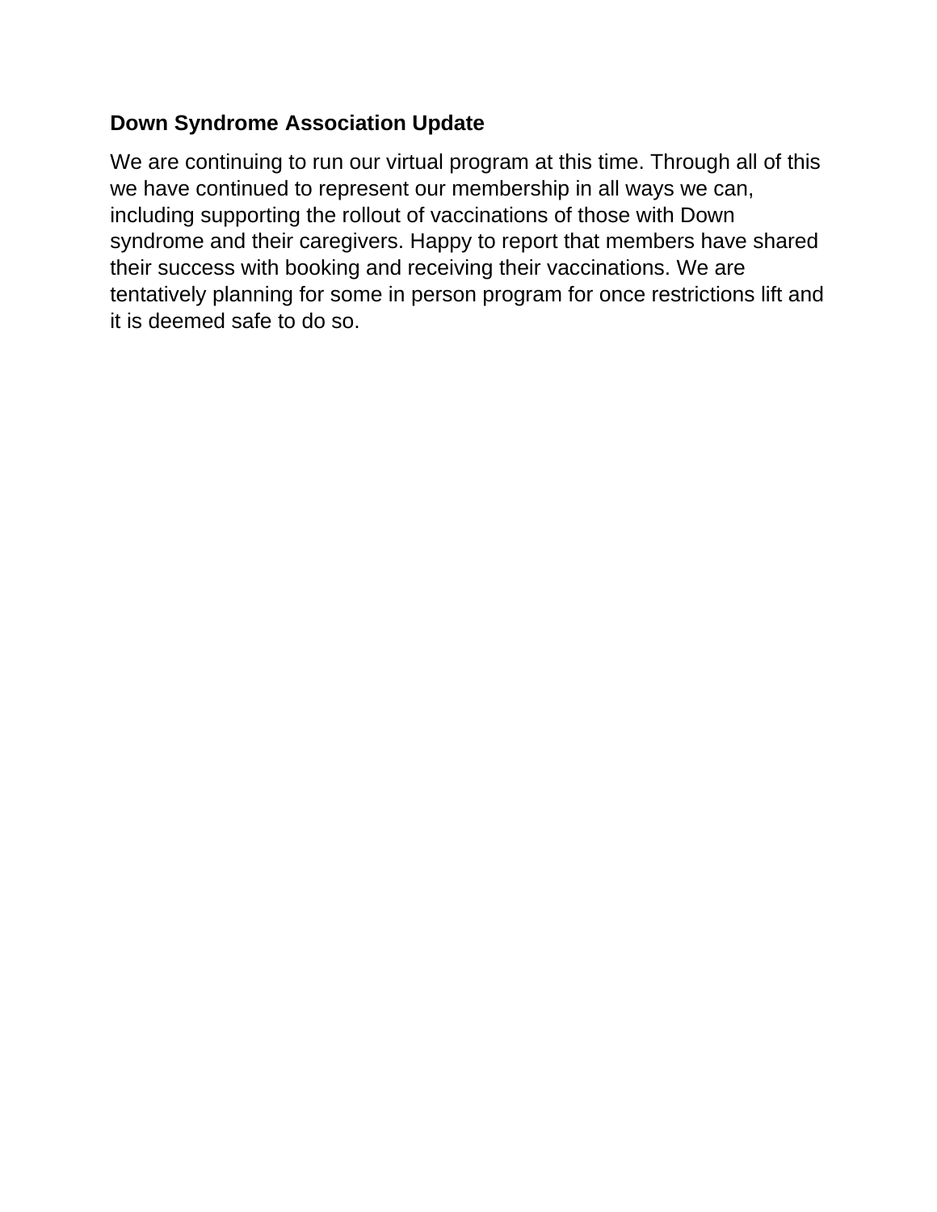**Down Syndrome Association Update**

We are continuing to run our virtual program at this time. Through all of this we have continued to represent our membership in all ways we can, including supporting the rollout of vaccinations of those with Down syndrome and their caregivers. Happy to report that members have shared their success with booking and receiving their vaccinations. We are tentatively planning for some in person program for once restrictions lift and it is deemed safe to do so.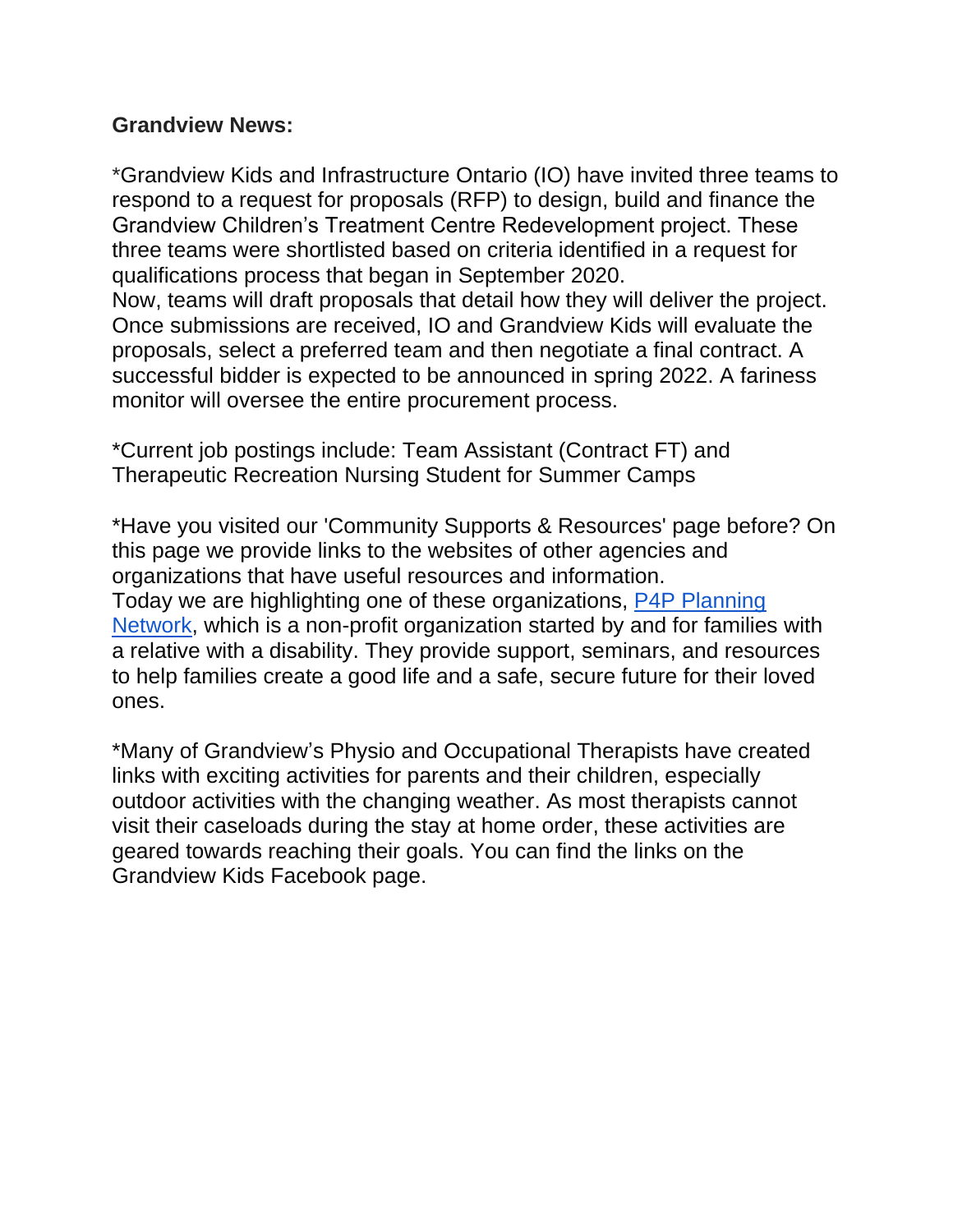**Grandview News:**

*Grandview Kids and Infrastructure Ontario (IO) have invited three teams to respond to a request for proposals (RFP) to design, build and finance the Grandview Children's Treatment Centre Redevelopment project. These three teams were shortlisted based on criteria identified in a request for qualifications process that began in September 2020.
Now, teams will draft proposals that detail how they will deliver the project. Once submissions are received, IO and Grandview Kids will evaluate the proposals, select a preferred team and then negotiate a final contract. A successful bidder is expected to be announced in spring 2022. A fariness monitor will oversee the entire procurement process.

*Current job postings include: Team Assistant (Contract FT) and Therapeutic Recreation Nursing Student for Summer Camps

*Have you visited our 'Community Supports & Resources' page before? On this page we provide links to the websites of other agencies and organizations that have useful resources and information.
Today we are highlighting one of these organizations, P4P Planning Network, which is a non-profit organization started by and for families with a relative with a disability. They provide support, seminars, and resources to help families create a good life and a safe, secure future for their loved ones.

*Many of Grandview's Physio and Occupational Therapists have created links with exciting activities for parents and their children, especially outdoor activities with the changing weather. As most therapists cannot visit their caseloads during the stay at home order, these activities are geared towards reaching their goals. You can find the links on the Grandview Kids Facebook page.